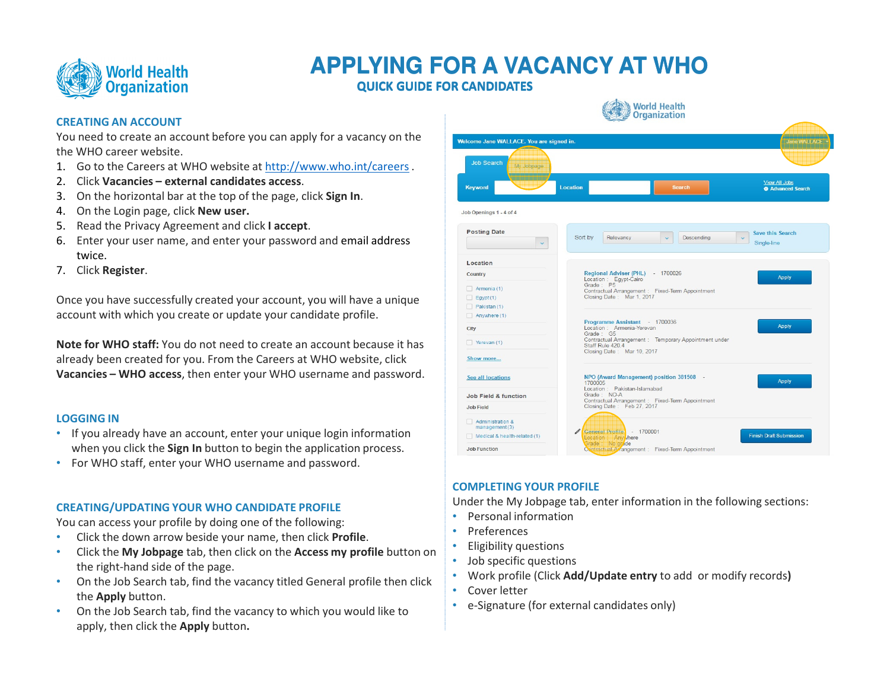# APPLYING FOR A VACANCY AT WHO

## QUICK GUIDE FOR CANDIDATES

### CREATING AN ACCOUNT

You need to create an account before you can apply for a vacancy on the the WHO career website.

1. Go to the Careers at WHO website at http://www.who.int/careers .
2. Click **Vacancies – external candidates access**.
3. On the horizontal bar at the top of the page, click **Sign In**.
4. On the Login page, click **New user.**
5. Read the Privacy Agreement and click **I accept**.
6. Enter your user name, and enter your password and email address twice.
7. Click **Register**.

Once you have successfully created your account, you will have a unique account with which you create or update your candidate profile.

**Note for WHO staff:** You do not need to create an account because it has already been created for you. From the Careers at WHO website, click **Vacancies – WHO access**, then enter your WHO username and password.

### LOGGING IN

- If you already have an account, enter your unique login information when you click the **Sign In** button to begin the application process.
- For WHO staff, enter your WHO username and password.

### CREATING/UPDATING YOUR WHO CANDIDATE PROFILE

You can access your profile by doing one of the following:

- Click the down arrow beside your name, then click **Profile**.
- Click the **My Jobpage** tab, then click on the **Access my profile** button on the right-hand side of the page.
- On the Job Search tab, find the vacancy titled General profile then click the **Apply** button.
- On the Job Search tab, find the vacancy to which you would like to apply, then click the **Apply** button.

### COMPLETING YOUR PROFILE

Under the My Jobpage tab, enter information in the following sections:

- Personal information
- Preferences
- Eligibility questions
- Job specific questions
- Work profile (Click **Add/Update entry** to add or modify records**)**
- Cover letter
- e-Signature (for external candidates only)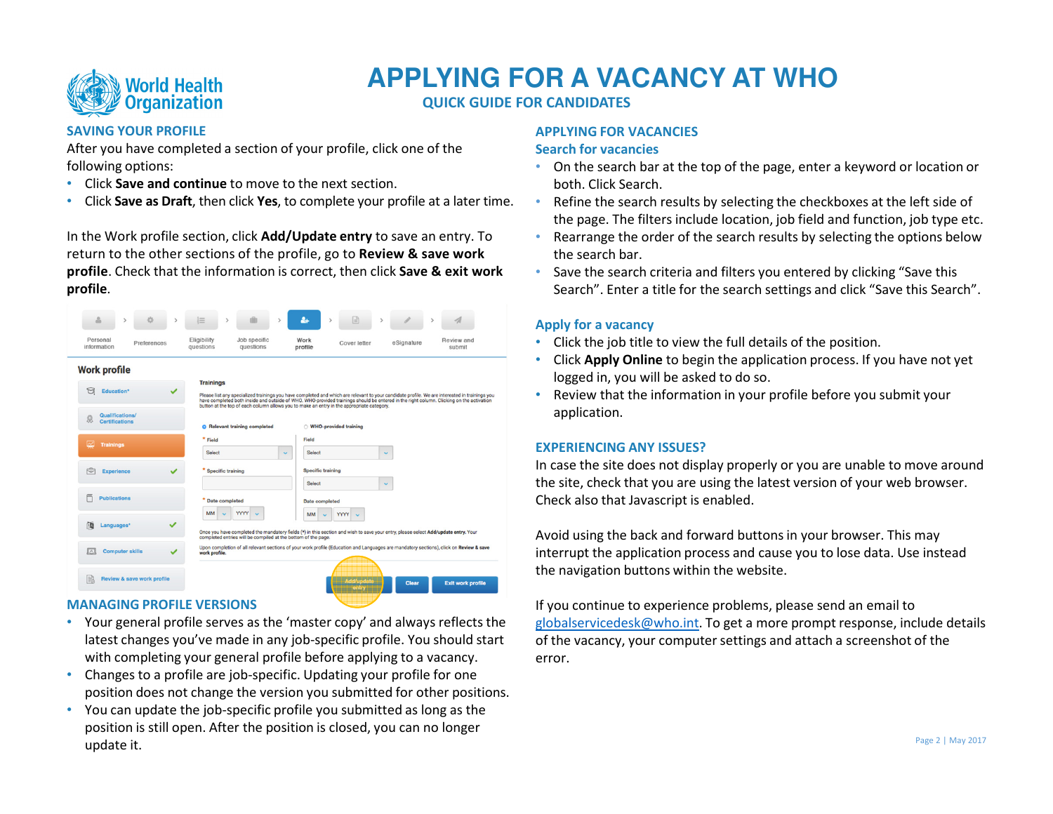# APPLYING FOR A VACANCY AT WHO

## QUICK GUIDE FOR CANDIDATES

### SAVING YOUR PROFILE

After you have completed a section of your profile, click one of the following options:

- Click **Save and continue** to move to the next section.
- Click **Save as Draft**, then click **Yes**, to complete your profile at a later time.

In the Work profile section, click **Add/Update entry** to save an entry. To return to the other sections of the profile, go to **Review & save work profile**. Check that the information is correct, then click **Save & exit work profile**.

### MANAGING PROFILE VERSIONS

- Your general profile serves as the 'master copy' and always reflects the latest changes you've made in any job-specific profile. You should start with completing your general profile before applying to a vacancy.
- Changes to a profile are job-specific. Updating your profile for one position does not change the version you submitted for other positions.
- You can update the job-specific profile you submitted as long as the position is still open. After the position is closed, you can no longer update it.

### APPLYING FOR VACANCIES

#### Search for vacancies

- On the search bar at the top of the page, enter a keyword or location or both. Click Search.
- Refine the search results by selecting the checkboxes at the left side of the page. The filters include location, job field and function, job type etc.
- Rearrange the order of the search results by selecting the options below the search bar.
- Save the search criteria and filters you entered by clicking "Save this Search". Enter a title for the search settings and click "Save this Search".

#### Apply for a vacancy

- Click the job title to view the full details of the position.
- Click **Apply Online** to begin the application process. If you have not yet logged in, you will be asked to do so.
- Review that the information in your profile before you submit your application.

### EXPERIENCING ANY ISSUES?

In case the site does not display properly or you are unable to move around the site, check that you are using the latest version of your web browser. Check also that Javascript is enabled.

Avoid using the back and forward buttons in your browser. This may interrupt the application process and cause you to lose data. Use instead the navigation buttons within the website.

If you continue to experience problems, please send an email to globalservicedesk@who.int. To get a more prompt response, include details of the vacancy, your computer settings and attach a screenshot of the error.